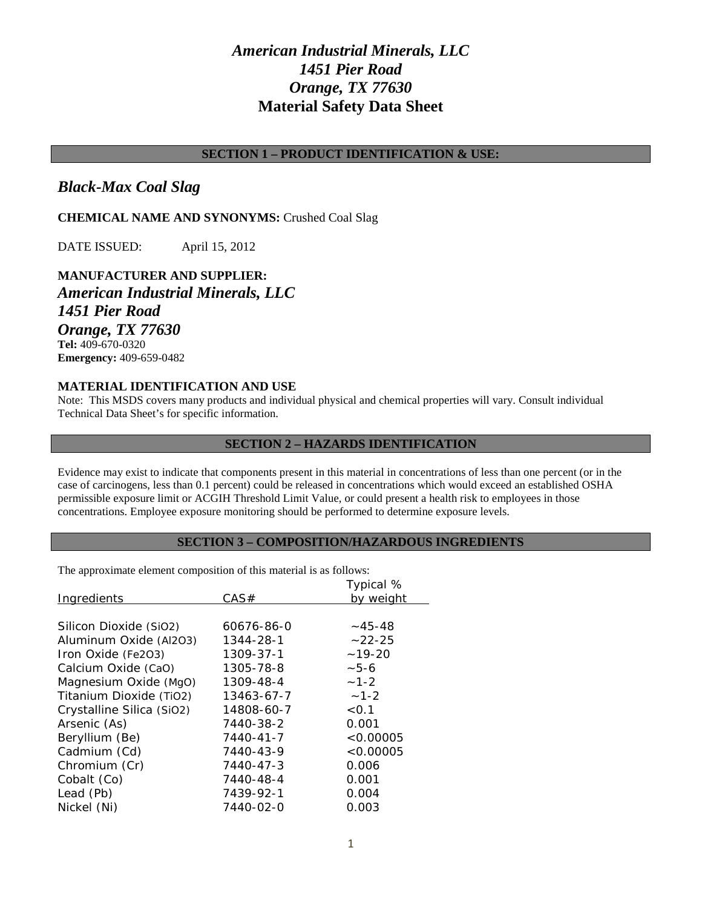# *American Industrial Minerals, LLC*
# *1451 Pier Road*
# *Orange, TX 77630*
# Material Safety Data Sheet

## SECTION 1 – PRODUCT IDENTIFICATION & USE:

### *Black-Max Coal Slag*

**CHEMICAL NAME AND SYNONYMS:** Crushed Coal Slag

DATE ISSUED: April 15, 2012

**MANUFACTURER AND SUPPLIER:**
***American Industrial Minerals, LLC***
***1451 Pier Road***
***Orange, TX 77630***
**Tel:** 409-670-0320
**Emergency:** 409-659-0482

**MATERIAL IDENTIFICATION AND USE**
Note: This MSDS covers many products and individual physical and chemical properties will vary. Consult individual Technical Data Sheet's for specific information.

## SECTION 2 – HAZARDS IDENTIFICATION

Evidence may exist to indicate that components present in this material in concentrations of less than one percent (or in the case of carcinogens, less than 0.1 percent) could be released in concentrations which would exceed an established OSHA permissible exposure limit or ACGIH Threshold Limit Value, or could present a health risk to employees in those concentrations. Employee exposure monitoring should be performed to determine exposure levels.

## SECTION 3 – COMPOSITION/HAZARDOUS INGREDIENTS

The approximate element composition of this material is as follows:

| Ingredients | CAS# | Typical % by weight |
|---|---|---|
| Silicon Dioxide ($SiO_2$) | 60676-86-0 | ~45-48 |
| Aluminum Oxide ($Al_2O_3$) | 1344-28-1 | ~22-25 |
| Iron Oxide ($Fe_2O_3$) | 1309-37-1 | ~19-20 |
| Calcium Oxide (CaO) | 1305-78-8 | ~5-6 |
| Magnesium Oxide (MgO) | 1309-48-4 | ~1-2 |
| Titanium Dioxide ($TiO_2$) | 13463-67-7 | ~1-2 |
| Crystalline Silica ($SiO_2$) | 14808-60-7 | <0.1 |
| Arsenic (As) | 7440-38-2 | 0.001 |
| Beryllium (Be) | 7440-41-7 | <0.00005 |
| Cadmium (Cd) | 7440-43-9 | <0.00005 |
| Chromium (Cr) | 7440-47-3 | 0.006 |
| Cobalt (Co) | 7440-48-4 | 0.001 |
| Lead (Pb) | 7439-92-1 | 0.004 |
| Nickel (Ni) | 7440-02-0 | 0.003 |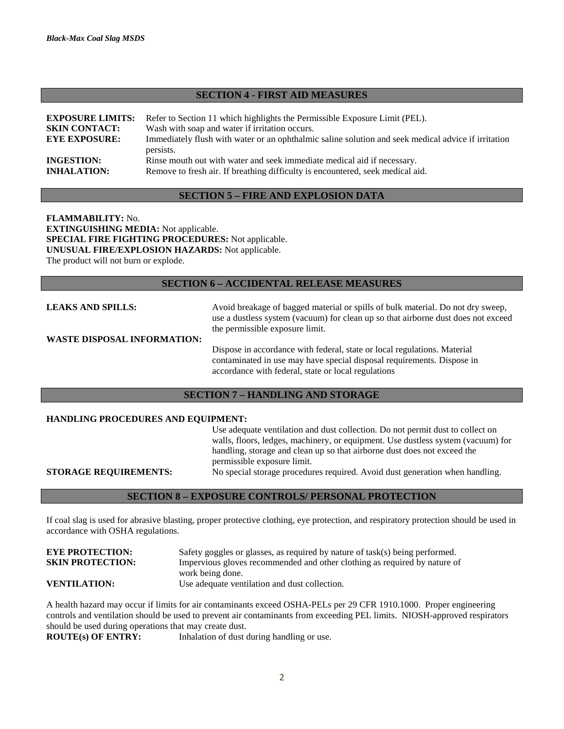## SECTION 4 - FIRST AID MEASURES

**EXPOSURE LIMITS:** Refer to Section 11 which highlights the Permissible Exposure Limit (PEL).
**SKIN CONTACT:** Wash with soap and water if irritation occurs.
**EYE EXPOSURE:** Immediately flush with water or an ophthalmic saline solution and seek medical advice if irritation persists.
**INGESTION:** Rinse mouth out with water and seek immediate medical aid if necessary.
**INHALATION:** Remove to fresh air. If breathing difficulty is encountered, seek medical aid.

## SECTION 5 – FIRE AND EXPLOSION DATA

**FLAMMABILITY:** No.
**EXTINGUISHING MEDIA:** Not applicable.
**SPECIAL FIRE FIGHTING PROCEDURES:** Not applicable.
**UNUSUAL FIRE/EXPLOSION HAZARDS:** Not applicable.
The product will not burn or explode.

## SECTION 6 – ACCIDENTAL RELEASE MEASURES

**LEAKS AND SPILLS:** Avoid breakage of bagged material or spills of bulk material. Do not dry sweep, use a dustless system (vacuum) for clean up so that airborne dust does not exceed the permissible exposure limit.

**WASTE DISPOSAL INFORMATION:** Dispose in accordance with federal, state or local regulations. Material contaminated in use may have special disposal requirements. Dispose in accordance with federal, state or local regulations

## SECTION 7 – HANDLING AND STORAGE

**HANDLING PROCEDURES AND EQUIPMENT:** Use adequate ventilation and dust collection. Do not permit dust to collect on walls, floors, ledges, machinery, or equipment. Use dustless system (vacuum) for handling, storage and clean up so that airborne dust does not exceed the permissible exposure limit.

**STORAGE REQUIREMENTS:** No special storage procedures required. Avoid dust generation when handling.

## SECTION 8 – EXPOSURE CONTROLS/ PERSONAL PROTECTION

If coal slag is used for abrasive blasting, proper protective clothing, eye protection, and respiratory protection should be used in accordance with OSHA regulations.

**EYE PROTECTION:** Safety goggles or glasses, as required by nature of task(s) being performed.
**SKIN PROTECTION:** Impervious gloves recommended and other clothing as required by nature of work being done.
**VENTILATION:** Use adequate ventilation and dust collection.

A health hazard may occur if limits for air contaminants exceed OSHA-PELs per 29 CFR 1910.1000. Proper engineering controls and ventilation should be used to prevent air contaminants from exceeding PEL limits. NIOSH-approved respirators should be used during operations that may create dust.
**ROUTE(s) OF ENTRY:** Inhalation of dust during handling or use.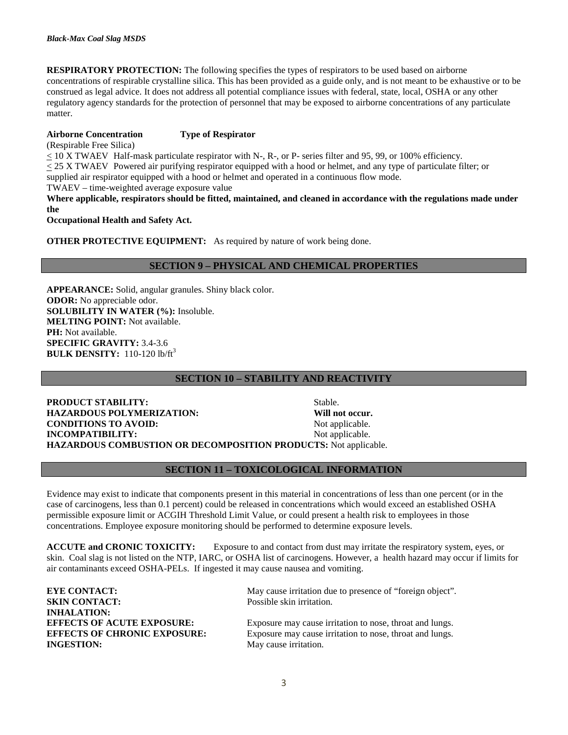**RESPIRATORY PROTECTION:** The following specifies the types of respirators to be used based on airborne concentrations of respirable crystalline silica. This has been provided as a guide only, and is not meant to be exhaustive or to be construed as legal advice. It does not address all potential compliance issues with federal, state, local, OSHA or any other regulatory agency standards for the protection of personnel that may be exposed to airborne concentrations of any particulate matter.

**Airborne Concentration** **Type of Respirator**
(Respirable Free Silica)
$\leq$ 10 X TWAEV Half-mask particulate respirator with N-, R-, or P- series filter and 95, 99, or 100% efficiency.
$\leq$ 25 X TWAEV Powered air purifying respirator equipped with a hood or helmet, and any type of particulate filter; or supplied air respirator equipped with a hood or helmet and operated in a continuous flow mode.
TWAEV – time-weighted average exposure value
**Where applicable, respirators should be fitted, maintained, and cleaned in accordance with the regulations made under the Occupational Health and Safety Act.**

**OTHER PROTECTIVE EQUIPMENT:** As required by nature of work being done.

## SECTION 9 – PHYSICAL AND CHEMICAL PROPERTIES

**APPEARANCE:** Solid, angular granules. Shiny black color.
**ODOR:** No appreciable odor.
**SOLUBILITY IN WATER (%):** Insoluble.
**MELTING POINT:** Not available.
**PH:** Not available.
**SPECIFIC GRAVITY:** 3.4-3.6
**BULK DENSITY:** 110-120 $lb/ft^3$

## SECTION 10 – STABILITY AND REACTIVITY

**PRODUCT STABILITY:** Stable.
**HAZARDOUS POLYMERIZATION:** **Will not occur.**
**CONDITIONS TO AVOID:** Not applicable.
**INCOMPATIBILITY:** Not applicable.
**HAZARDOUS COMBUSTION OR DECOMPOSITION PRODUCTS:** Not applicable.

## SECTION 11 – TOXICOLOGICAL INFORMATION

Evidence may exist to indicate that components present in this material in concentrations of less than one percent (or in the case of carcinogens, less than 0.1 percent) could be released in concentrations which would exceed an established OSHA permissible exposure limit or ACGIH Threshold Limit Value, or could present a health risk to employees in those concentrations. Employee exposure monitoring should be performed to determine exposure levels.

**ACCUTE and CRONIC TOXICITY:** Exposure to and contact from dust may irritate the respiratory system, eyes, or skin. Coal slag is not listed on the NTP, IARC, or OSHA list of carcinogens. However, a health hazard may occur if limits for air contaminants exceed OSHA-PELs. If ingested it may cause nausea and vomiting.

**EYE CONTACT:** May cause irritation due to presence of "foreign object".
**SKIN CONTACT:** Possible skin irritation.
**INHALATION:**
**EFFECTS OF ACUTE EXPOSURE:** Exposure may cause irritation to nose, throat and lungs.
**EFFECTS OF CHRONIC EXPOSURE:** Exposure may cause irritation to nose, throat and lungs.
**INGESTION:** May cause irritation.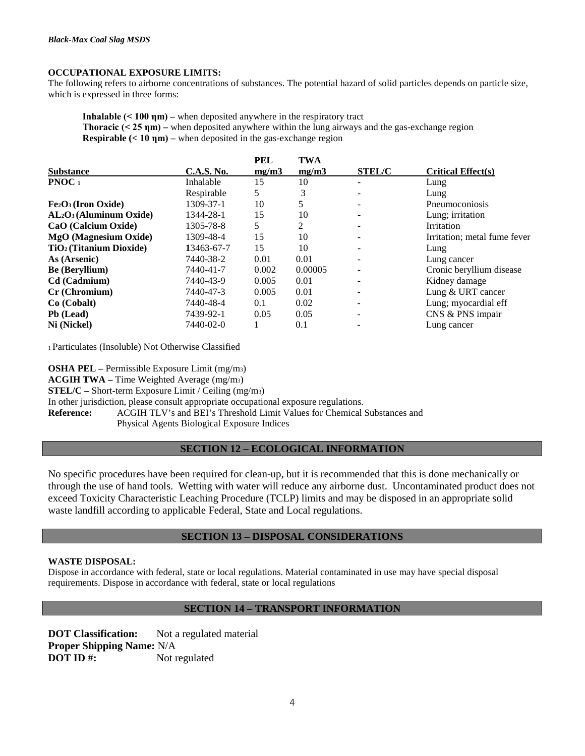**OCCUPATIONAL EXPOSURE LIMITS:**
The following refers to airborne concentrations of substances. The potential hazard of solid particles depends on particle size, which is expressed in three forms:

**Inhalable (< 100 ηm) –** when deposited anywhere in the respiratory tract
**Thoracic (< 25 ηm) –** when deposited anywhere within the lung airways and the gas-exchange region
**Respirable (< 10 ηm) –** when deposited in the gas-exchange region

| Substance | C.A.S. No. | PEL mg/m3 | TWA mg/m3 | STEL/C | Critical Effect(s) |
|---|---|---|---|---|---|
| **PNOC** [1] | Inhalable | 15 | 10 | - | Lung |
| | Respirable | 5 | 3 | - | Lung |
| **$Fe_2O_3$ (Iron Oxide)** | 1309-37-1 | 10 | 5 | - | Pneumoconiosis |
| **$AL_2O_3$ (Aluminum Oxide)** | 1344-28-1 | 15 | 10 | - | Lung; irritation |
| **CaO (Calcium Oxide)** | 1305-78-8 | 5 | 2 | - | Irritation |
| **MgO (Magnesium Oxide)** | 1309-48-4 | 15 | 10 | - | Irritation; metal fume fever |
| **$TiO_2$ (Titanium Dioxide)** | 13463-67-7 | 15 | 10 | - | Lung |
| **As (Arsenic)** | 7440-38-2 | 0.01 | 0.01 | - | Lung cancer |
| **Be (Beryllium)** | 7440-41-7 | 0.002 | 0.00005 | - | Cronic beryllium disease |
| **Cd (Cadmium)** | 7440-43-9 | 0.005 | 0.01 | - | Kidney damage |
| **Cr (Chromium)** | 7440-47-3 | 0.005 | 0.01 | - | Lung & URT cancer |
| **Co (Cobalt)** | 7440-48-4 | 0.1 | 0.02 | - | Lung; myocardial eff |
| **Pb (Lead)** | 7439-92-1 | 0.05 | 0.05 | - | CNS & PNS impair |
| **Ni (Nickel)** | 7440-02-0 | 1 | 0.1 | - | Lung cancer |

[1] Particulates (Insoluble) Not Otherwise Classified

**OSHA PEL –** Permissible Exposure Limit ($mg/m_3$)
**ACGIH TWA –** Time Weighted Average ($mg/m_3$)
**STEL/C –** Short-term Exposure Limit / Ceiling ($mg/m_3$)
In other jurisdiction, please consult appropriate occupational exposure regulations.
**Reference:** ACGIH TLV's and BEI's Threshold Limit Values for Chemical Substances and Physical Agents Biological Exposure Indices

## SECTION 12 – ECOLOGICAL INFORMATION

No specific procedures have been required for clean-up, but it is recommended that this is done mechanically or through the use of hand tools. Wetting with water will reduce any airborne dust. Uncontaminated product does not exceed Toxicity Characteristic Leaching Procedure (TCLP) limits and may be disposed in an appropriate solid waste landfill according to applicable Federal, State and Local regulations.

## SECTION 13 – DISPOSAL CONSIDERATIONS

**WASTE DISPOSAL:**
Dispose in accordance with federal, state or local regulations. Material contaminated in use may have special disposal requirements. Dispose in accordance with federal, state or local regulations

## SECTION 14 – TRANSPORT INFORMATION

**DOT Classification:** Not a regulated material
**Proper Shipping Name:** N/A
**DOT ID #:** Not regulated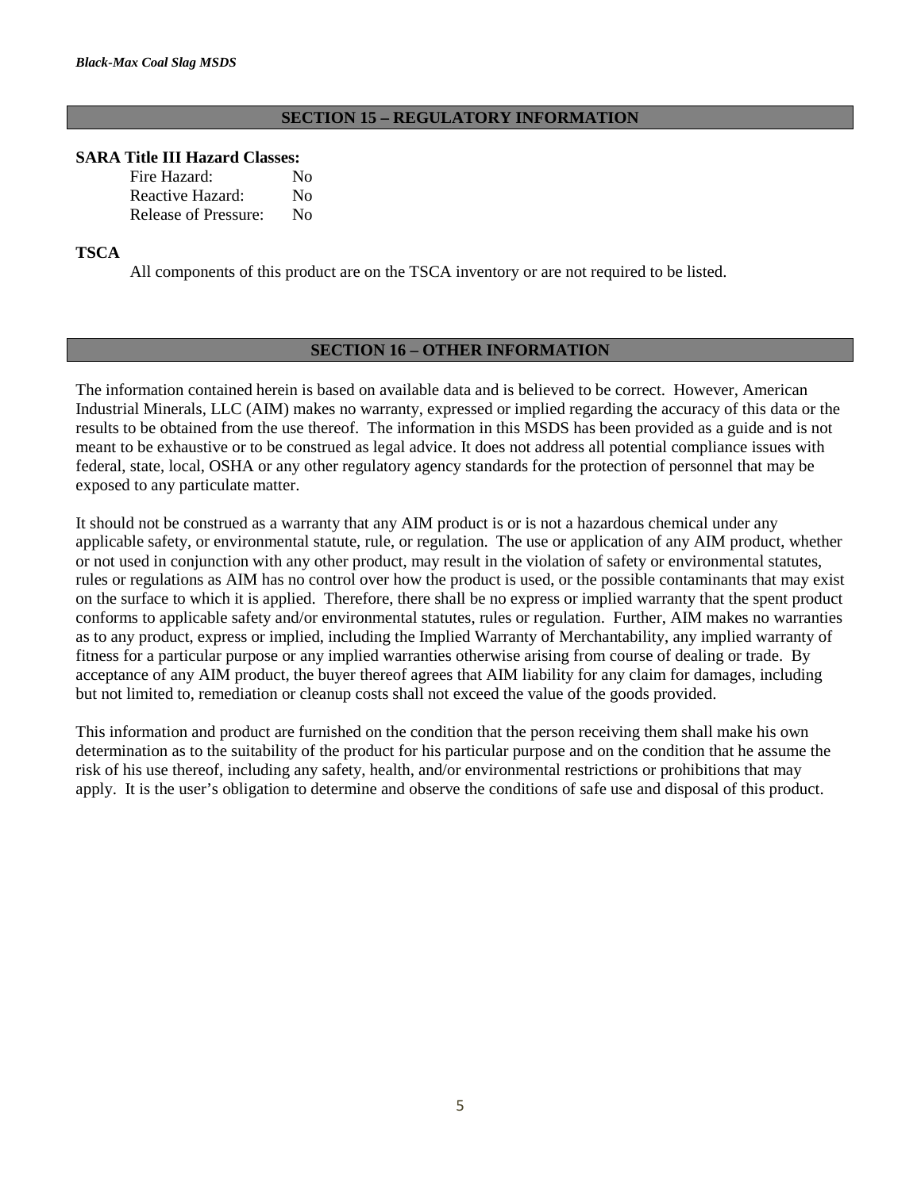## SECTION 15 – REGULATORY INFORMATION

**SARA Title III Hazard Classes:**

| | |
|---|---|
| Fire Hazard: | No |
| Reactive Hazard: | No |
| Release of Pressure: | No |

**TSCA**

All components of this product are on the TSCA inventory or are not required to be listed.

## SECTION 16 – OTHER INFORMATION

The information contained herein is based on available data and is believed to be correct. However, American Industrial Minerals, LLC (AIM) makes no warranty, expressed or implied regarding the accuracy of this data or the results to be obtained from the use thereof. The information in this MSDS has been provided as a guide and is not meant to be exhaustive or to be construed as legal advice. It does not address all potential compliance issues with federal, state, local, OSHA or any other regulatory agency standards for the protection of personnel that may be exposed to any particulate matter.

It should not be construed as a warranty that any AIM product is or is not a hazardous chemical under any applicable safety, or environmental statute, rule, or regulation. The use or application of any AIM product, whether or not used in conjunction with any other product, may result in the violation of safety or environmental statutes, rules or regulations as AIM has no control over how the product is used, or the possible contaminants that may exist on the surface to which it is applied. Therefore, there shall be no express or implied warranty that the spent product conforms to applicable safety and/or environmental statutes, rules or regulation. Further, AIM makes no warranties as to any product, express or implied, including the Implied Warranty of Merchantability, any implied warranty of fitness for a particular purpose or any implied warranties otherwise arising from course of dealing or trade. By acceptance of any AIM product, the buyer thereof agrees that AIM liability for any claim for damages, including but not limited to, remediation or cleanup costs shall not exceed the value of the goods provided.

This information and product are furnished on the condition that the person receiving them shall make his own determination as to the suitability of the product for his particular purpose and on the condition that he assume the risk of his use thereof, including any safety, health, and/or environmental restrictions or prohibitions that may apply. It is the user's obligation to determine and observe the conditions of safe use and disposal of this product.